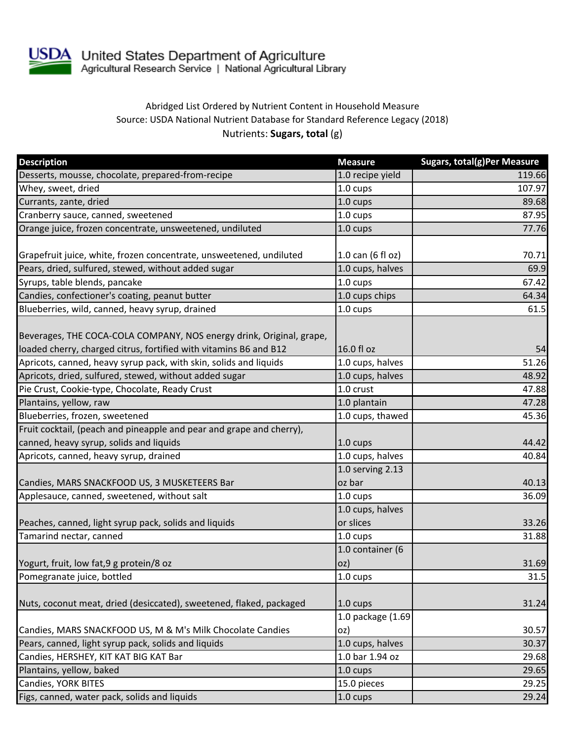United States Department of Agriculture
Agricultural Research Service | National Agricultural Library

Abridged List Ordered by Nutrient Content in Household Measure
Source: USDA National Nutrient Database for Standard Reference Legacy (2018)
Nutrients: **Sugars, total** (g)

| Description | Measure | Sugars, total(g)Per Measure |
|---|---|---|
| Desserts, mousse, chocolate, prepared-from-recipe | 1.0 recipe yield | 119.66 |
| Whey, sweet, dried | 1.0 cups | 107.97 |
| Currants, zante, dried | 1.0 cups | 89.68 |
| Cranberry sauce, canned, sweetened | 1.0 cups | 87.95 |
| Orange juice, frozen concentrate, unsweetened, undiluted | 1.0 cups | 77.76 |
| Grapefruit juice, white, frozen concentrate, unsweetened, undiluted | 1.0 can (6 fl oz) | 70.71 |
| Pears, dried, sulfured, stewed, without added sugar | 1.0 cups, halves | 69.9 |
| Syrups, table blends, pancake | 1.0 cups | 67.42 |
| Candies, confectioner's coating, peanut butter | 1.0 cups chips | 64.34 |
| Blueberries, wild, canned, heavy syrup, drained | 1.0 cups | 61.5 |
| Beverages, THE COCA-COLA COMPANY, NOS energy drink, Original, grape, loaded cherry, charged citrus, fortified with vitamins B6 and B12 | 16.0 fl oz | 54 |
| Apricots, canned, heavy syrup pack, with skin, solids and liquids | 1.0 cups, halves | 51.26 |
| Apricots, dried, sulfured, stewed, without added sugar | 1.0 cups, halves | 48.92 |
| Pie Crust, Cookie-type, Chocolate, Ready Crust | 1.0 crust | 47.88 |
| Plantains, yellow, raw | 1.0 plantain | 47.28 |
| Blueberries, frozen, sweetened | 1.0 cups, thawed | 45.36 |
| Fruit cocktail, (peach and pineapple and pear and grape and cherry), canned, heavy syrup, solids and liquids | 1.0 cups | 44.42 |
| Apricots, canned, heavy syrup, drained | 1.0 cups, halves | 40.84 |
| Candies, MARS SNACKFOOD US, 3 MUSKETEERS Bar | 1.0 serving 2.13 oz bar | 40.13 |
| Applesauce, canned, sweetened, without salt | 1.0 cups | 36.09 |
| Peaches, canned, light syrup pack, solids and liquids | 1.0 cups, halves or slices | 33.26 |
| Tamarind nectar, canned | 1.0 cups | 31.88 |
| Yogurt, fruit, low fat,9 g protein/8 oz | 1.0 container (6 oz) | 31.69 |
| Pomegranate juice, bottled | 1.0 cups | 31.5 |
| Nuts, coconut meat, dried (desiccated), sweetened, flaked, packaged | 1.0 cups | 31.24 |
| Candies, MARS SNACKFOOD US, M & M's Milk Chocolate Candies | 1.0 package (1.69 oz) | 30.57 |
| Pears, canned, light syrup pack, solids and liquids | 1.0 cups, halves | 30.37 |
| Candies, HERSHEY, KIT KAT BIG KAT Bar | 1.0 bar 1.94 oz | 29.68 |
| Plantains, yellow, baked | 1.0 cups | 29.65 |
| Candies, YORK BITES | 15.0 pieces | 29.25 |
| Figs, canned, water pack, solids and liquids | 1.0 cups | 29.24 |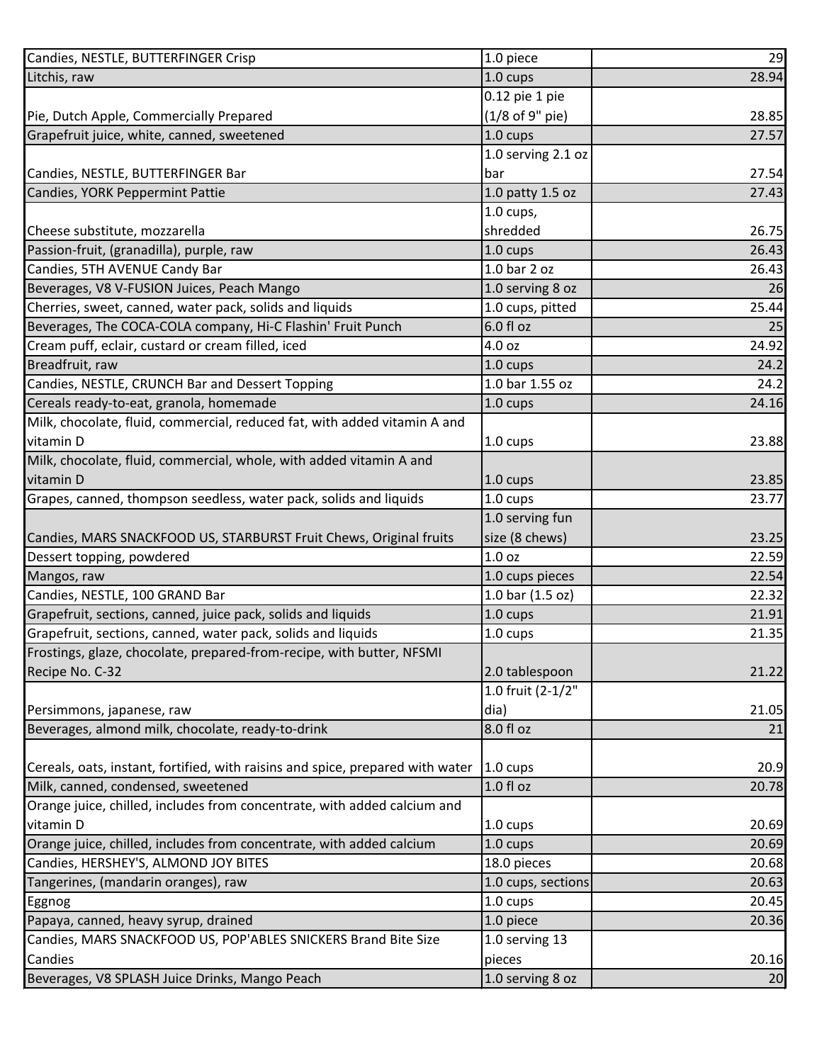| Candies, NESTLE, BUTTERFINGER Crisp | 1.0 piece | 29 |
|---|---|---|
| Litchis, raw | 1.0 cups | 28.94 |
| Pie, Dutch Apple, Commercially Prepared | 0.12 pie 1 pie (1/8 of 9" pie) | 28.85 |
| Grapefruit juice, white, canned, sweetened | 1.0 cups | 27.57 |
| Candies, NESTLE, BUTTERFINGER Bar | 1.0 serving 2.1 oz bar | 27.54 |
| Candies, YORK Peppermint Pattie | 1.0 patty 1.5 oz | 27.43 |
| Cheese substitute, mozzarella | 1.0 cups, shredded | 26.75 |
| Passion-fruit, (granadilla), purple, raw | 1.0 cups | 26.43 |
| Candies, 5TH AVENUE Candy Bar | 1.0 bar 2 oz | 26.43 |
| Beverages, V8 V-FUSION Juices, Peach Mango | 1.0 serving 8 oz | 26 |
| Cherries, sweet, canned, water pack, solids and liquids | 1.0 cups, pitted | 25.44 |
| Beverages, The COCA-COLA company, Hi-C Flashin' Fruit Punch | 6.0 fl oz | 25 |
| Cream puff, eclair, custard or cream filled, iced | 4.0 oz | 24.92 |
| Breadfruit, raw | 1.0 cups | 24.2 |
| Candies, NESTLE, CRUNCH Bar and Dessert Topping | 1.0 bar 1.55 oz | 24.2 |
| Cereals ready-to-eat, granola, homemade | 1.0 cups | 24.16 |
| Milk, chocolate, fluid, commercial, reduced fat, with added vitamin A and vitamin D | 1.0 cups | 23.88 |
| Milk, chocolate, fluid, commercial, whole, with added vitamin A and vitamin D | 1.0 cups | 23.85 |
| Grapes, canned, thompson seedless, water pack, solids and liquids | 1.0 cups | 23.77 |
| Candies, MARS SNACKFOOD US, STARBURST Fruit Chews, Original fruits | 1.0 serving fun size (8 chews) | 23.25 |
| Dessert topping, powdered | 1.0 oz | 22.59 |
| Mangos, raw | 1.0 cups pieces | 22.54 |
| Candies, NESTLE, 100 GRAND Bar | 1.0 bar (1.5 oz) | 22.32 |
| Grapefruit, sections, canned, juice pack, solids and liquids | 1.0 cups | 21.91 |
| Grapefruit, sections, canned, water pack, solids and liquids | 1.0 cups | 21.35 |
| Frostings, glaze, chocolate, prepared-from-recipe, with butter, NFSMI Recipe No. C-32 | 2.0 tablespoon | 21.22 |
| Persimmons, japanese, raw | 1.0 fruit (2-1/2" dia) | 21.05 |
| Beverages, almond milk, chocolate, ready-to-drink | 8.0 fl oz | 21 |
| Cereals, oats, instant, fortified, with raisins and spice, prepared with water | 1.0 cups | 20.9 |
| Milk, canned, condensed, sweetened | 1.0 fl oz | 20.78 |
| Orange juice, chilled, includes from concentrate, with added calcium and vitamin D | 1.0 cups | 20.69 |
| Orange juice, chilled, includes from concentrate, with added calcium | 1.0 cups | 20.69 |
| Candies, HERSHEY'S, ALMOND JOY BITES | 18.0 pieces | 20.68 |
| Tangerines, (mandarin oranges), raw | 1.0 cups, sections | 20.63 |
| Eggnog | 1.0 cups | 20.45 |
| Papaya, canned, heavy syrup, drained | 1.0 piece | 20.36 |
| Candies, MARS SNACKFOOD US, POP'ABLES SNICKERS Brand Bite Size Candies | 1.0 serving 13 pieces | 20.16 |
| Beverages, V8 SPLASH Juice Drinks, Mango Peach | 1.0 serving 8 oz | 20 |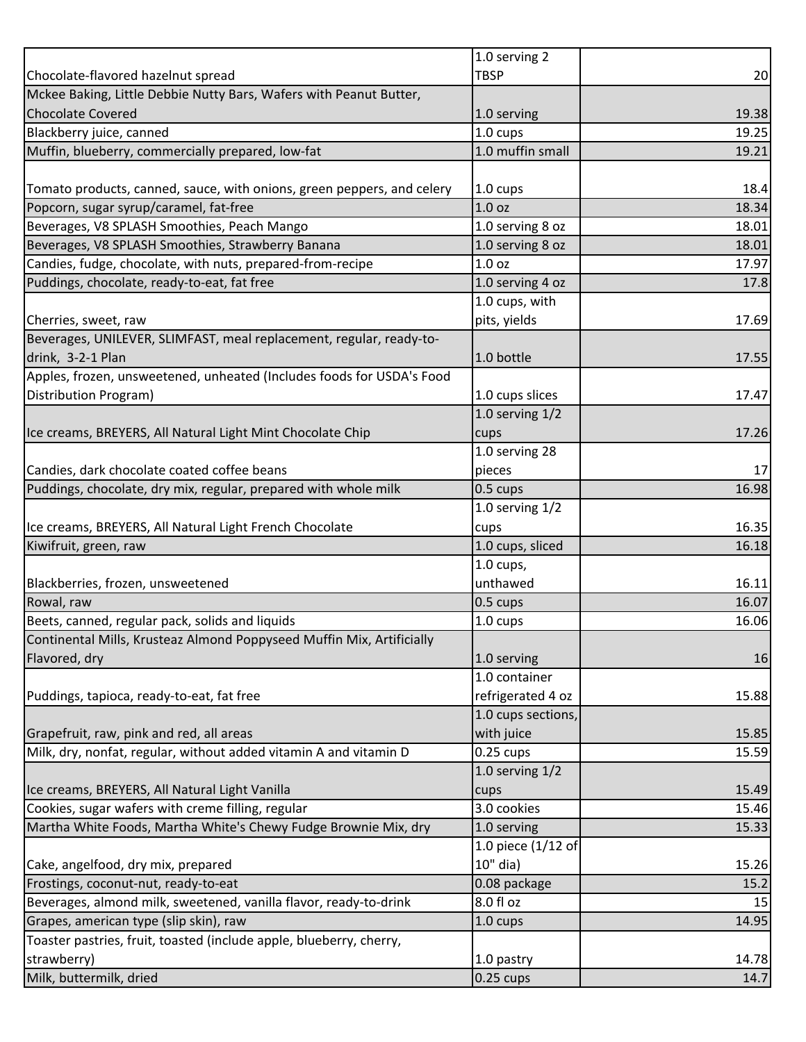| | | |
|---|---|---|
| Chocolate-flavored hazelnut spread | 1.0 serving 2 TBSP | 20 |
| Mckee Baking, Little Debbie Nutty Bars, Wafers with Peanut Butter, Chocolate Covered | 1.0 serving | 19.38 |
| Blackberry juice, canned | 1.0 cups | 19.25 |
| Muffin, blueberry, commercially prepared, low-fat | 1.0 muffin small | 19.21 |
| Tomato products, canned, sauce, with onions, green peppers, and celery | 1.0 cups | 18.4 |
| Popcorn, sugar syrup/caramel, fat-free | 1.0 oz | 18.34 |
| Beverages, V8 SPLASH Smoothies, Peach Mango | 1.0 serving 8 oz | 18.01 |
| Beverages, V8 SPLASH Smoothies, Strawberry Banana | 1.0 serving 8 oz | 18.01 |
| Candies, fudge, chocolate, with nuts, prepared-from-recipe | 1.0 oz | 17.97 |
| Puddings, chocolate, ready-to-eat, fat free | 1.0 serving 4 oz | 17.8 |
| Cherries, sweet, raw | 1.0 cups, with pits, yields | 17.69 |
| Beverages, UNILEVER, SLIMFAST, meal replacement, regular, ready-to-drink, 3-2-1 Plan | 1.0 bottle | 17.55 |
| Apples, frozen, unsweetened, unheated (Includes foods for USDA's Food Distribution Program) | 1.0 cups slices | 17.47 |
| Ice creams, BREYERS, All Natural Light Mint Chocolate Chip | 1.0 serving 1/2 cups | 17.26 |
| Candies, dark chocolate coated coffee beans | 1.0 serving 28 pieces | 17 |
| Puddings, chocolate, dry mix, regular, prepared with whole milk | 0.5 cups | 16.98 |
| Ice creams, BREYERS, All Natural Light French Chocolate | 1.0 serving 1/2 cups | 16.35 |
| Kiwifruit, green, raw | 1.0 cups, sliced | 16.18 |
| Blackberries, frozen, unsweetened | 1.0 cups, unthawed | 16.11 |
| Rowal, raw | 0.5 cups | 16.07 |
| Beets, canned, regular pack, solids and liquids | 1.0 cups | 16.06 |
| Continental Mills, Krusteaz Almond Poppyseed Muffin Mix, Artificially Flavored, dry | 1.0 serving | 16 |
| Puddings, tapioca, ready-to-eat, fat free | 1.0 container refrigerated 4 oz | 15.88 |
| Grapefruit, raw, pink and red, all areas | 1.0 cups sections, with juice | 15.85 |
| Milk, dry, nonfat, regular, without added vitamin A and vitamin D | 0.25 cups | 15.59 |
| Ice creams, BREYERS, All Natural Light Vanilla | 1.0 serving 1/2 cups | 15.49 |
| Cookies, sugar wafers with creme filling, regular | 3.0 cookies | 15.46 |
| Martha White Foods, Martha White's Chewy Fudge Brownie Mix, dry | 1.0 serving | 15.33 |
| Cake, angelfood, dry mix, prepared | 1.0 piece (1/12 of 10" dia) | 15.26 |
| Frostings, coconut-nut, ready-to-eat | 0.08 package | 15.2 |
| Beverages, almond milk, sweetened, vanilla flavor, ready-to-drink | 8.0 fl oz | 15 |
| Grapes, american type (slip skin), raw | 1.0 cups | 14.95 |
| Toaster pastries, fruit, toasted (include apple, blueberry, cherry, strawberry) | 1.0 pastry | 14.78 |
| Milk, buttermilk, dried | 0.25 cups | 14.7 |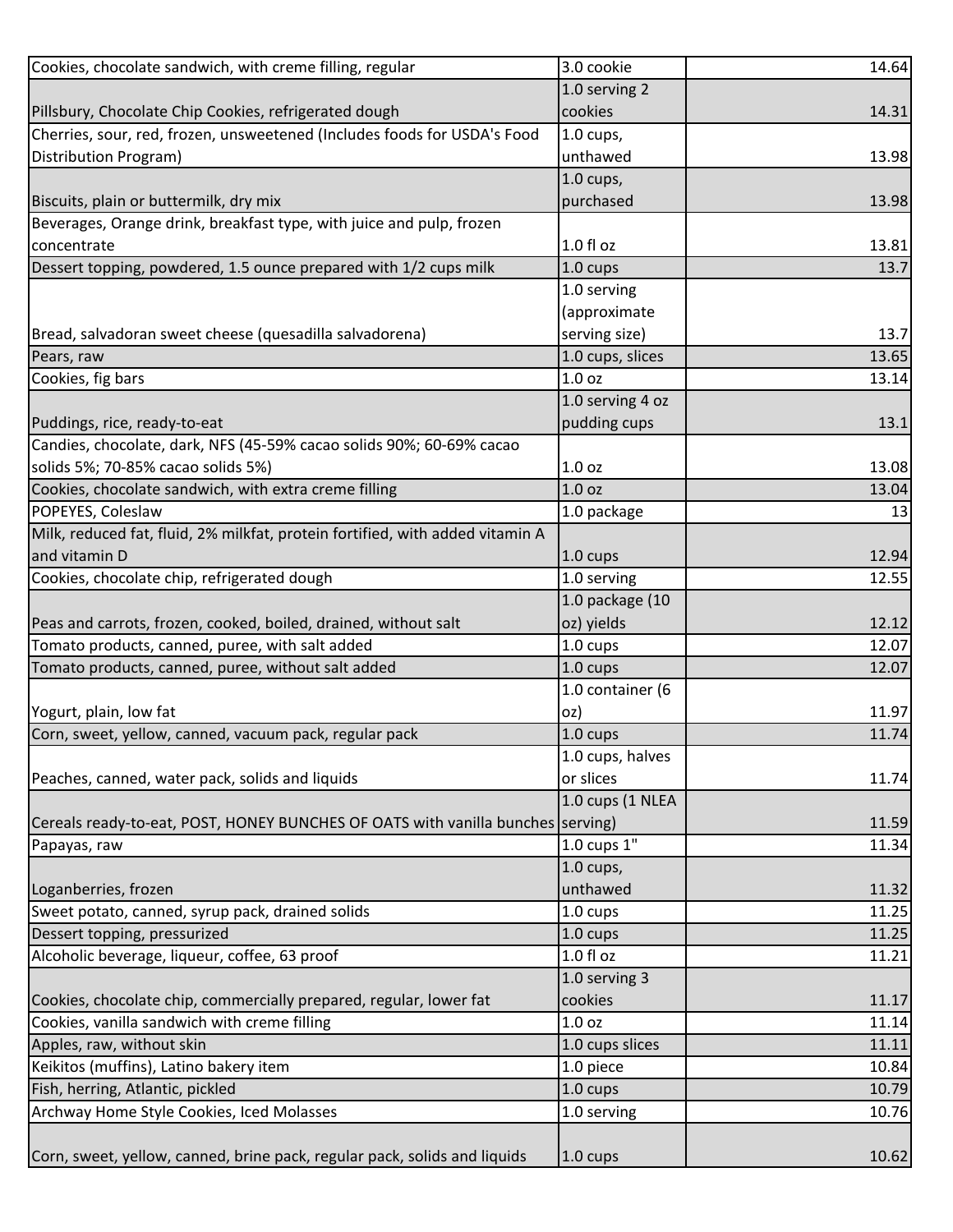| | | |
|---|---|---|
| Cookies, chocolate sandwich, with creme filling, regular | 3.0 cookie | 14.64 |
| Pillsbury, Chocolate Chip Cookies, refrigerated dough | 1.0 serving 2 cookies | 14.31 |
| Cherries, sour, red, frozen, unsweetened (Includes foods for USDA's Food Distribution Program) | 1.0 cups, unthawed | 13.98 |
| Biscuits, plain or buttermilk, dry mix | 1.0 cups, purchased | 13.98 |
| Beverages, Orange drink, breakfast type, with juice and pulp, frozen concentrate | 1.0 fl oz | 13.81 |
| Dessert topping, powdered, 1.5 ounce prepared with 1/2 cups milk | 1.0 cups | 13.7 |
| Bread, salvadoran sweet cheese (quesadilla salvadorena) | 1.0 serving (approximate serving size) | 13.7 |
| Pears, raw | 1.0 cups, slices | 13.65 |
| Cookies, fig bars | 1.0 oz | 13.14 |
| Puddings, rice, ready-to-eat | 1.0 serving 4 oz pudding cups | 13.1 |
| Candies, chocolate, dark, NFS (45-59% cacao solids 90%; 60-69% cacao solids 5%; 70-85% cacao solids 5%) | 1.0 oz | 13.08 |
| Cookies, chocolate sandwich, with extra creme filling | 1.0 oz | 13.04 |
| POPEYES, Coleslaw | 1.0 package | 13 |
| Milk, reduced fat, fluid, 2% milkfat, protein fortified, with added vitamin A and vitamin D | 1.0 cups | 12.94 |
| Cookies, chocolate chip, refrigerated dough | 1.0 serving | 12.55 |
| Peas and carrots, frozen, cooked, boiled, drained, without salt | 1.0 package (10 oz) yields | 12.12 |
| Tomato products, canned, puree, with salt added | 1.0 cups | 12.07 |
| Tomato products, canned, puree, without salt added | 1.0 cups | 12.07 |
| Yogurt, plain, low fat | 1.0 container (6 oz) | 11.97 |
| Corn, sweet, yellow, canned, vacuum pack, regular pack | 1.0 cups | 11.74 |
| Peaches, canned, water pack, solids and liquids | 1.0 cups, halves or slices | 11.74 |
| Cereals ready-to-eat, POST, HONEY BUNCHES OF OATS with vanilla bunches | 1.0 cups (1 NLEA serving) | 11.59 |
| Papayas, raw | 1.0 cups 1" | 11.34 |
| Loganberries, frozen | 1.0 cups, unthawed | 11.32 |
| Sweet potato, canned, syrup pack, drained solids | 1.0 cups | 11.25 |
| Dessert topping, pressurized | 1.0 cups | 11.25 |
| Alcoholic beverage, liqueur, coffee, 63 proof | 1.0 fl oz | 11.21 |
| Cookies, chocolate chip, commercially prepared, regular, lower fat | 1.0 serving 3 cookies | 11.17 |
| Cookies, vanilla sandwich with creme filling | 1.0 oz | 11.14 |
| Apples, raw, without skin | 1.0 cups slices | 11.11 |
| Keikitos (muffins), Latino bakery item | 1.0 piece | 10.84 |
| Fish, herring, Atlantic, pickled | 1.0 cups | 10.79 |
| Archway Home Style Cookies, Iced Molasses | 1.0 serving | 10.76 |
| Corn, sweet, yellow, canned, brine pack, regular pack, solids and liquids | 1.0 cups | 10.62 |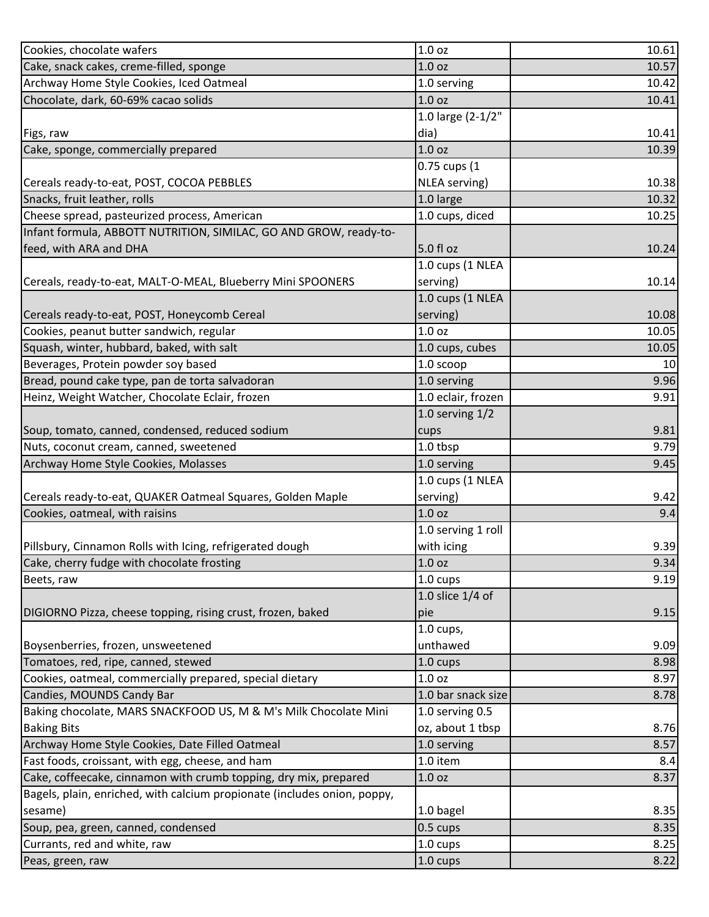| Cookies, chocolate wafers | 1.0 oz | 10.61 |
|---|---|---|
| Cake, snack cakes, creme-filled, sponge | 1.0 oz | 10.57 |
| Archway Home Style Cookies, Iced Oatmeal | 1.0 serving | 10.42 |
| Chocolate, dark, 60-69% cacao solids | 1.0 oz | 10.41 |
| Figs, raw | 1.0 large (2-1/2" dia) | 10.41 |
| Cake, sponge, commercially prepared | 1.0 oz | 10.39 |
| Cereals ready-to-eat, POST, COCOA PEBBLES | 0.75 cups (1 NLEA serving) | 10.38 |
| Snacks, fruit leather, rolls | 1.0 large | 10.32 |
| Cheese spread, pasteurized process, American | 1.0 cups, diced | 10.25 |
| Infant formula, ABBOTT NUTRITION, SIMILAC, GO AND GROW, ready-to-feed, with ARA and DHA | 5.0 fl oz | 10.24 |
| Cereals, ready-to-eat, MALT-O-MEAL, Blueberry Mini SPOONERS | 1.0 cups (1 NLEA serving) | 10.14 |
| Cereals ready-to-eat, POST, Honeycomb Cereal | 1.0 cups (1 NLEA serving) | 10.08 |
| Cookies, peanut butter sandwich, regular | 1.0 oz | 10.05 |
| Squash, winter, hubbard, baked, with salt | 1.0 cups, cubes | 10.05 |
| Beverages, Protein powder soy based | 1.0 scoop | 10 |
| Bread, pound cake type, pan de torta salvadoran | 1.0 serving | 9.96 |
| Heinz, Weight Watcher, Chocolate Eclair, frozen | 1.0 eclair, frozen | 9.91 |
| Soup, tomato, canned, condensed, reduced sodium | 1.0 serving 1/2 cups | 9.81 |
| Nuts, coconut cream, canned, sweetened | 1.0 tbsp | 9.79 |
| Archway Home Style Cookies, Molasses | 1.0 serving | 9.45 |
| Cereals ready-to-eat, QUAKER Oatmeal Squares, Golden Maple | 1.0 cups (1 NLEA serving) | 9.42 |
| Cookies, oatmeal, with raisins | 1.0 oz | 9.4 |
| Pillsbury, Cinnamon Rolls with Icing, refrigerated dough | 1.0 serving 1 roll with icing | 9.39 |
| Cake, cherry fudge with chocolate frosting | 1.0 oz | 9.34 |
| Beets, raw | 1.0 cups | 9.19 |
| DIGIORNO Pizza, cheese topping, rising crust, frozen, baked | 1.0 slice 1/4 of pie | 9.15 |
| Boysenberries, frozen, unsweetened | 1.0 cups, unthawed | 9.09 |
| Tomatoes, red, ripe, canned, stewed | 1.0 cups | 8.98 |
| Cookies, oatmeal, commercially prepared, special dietary | 1.0 oz | 8.97 |
| Candies, MOUNDS Candy Bar | 1.0 bar snack size | 8.78 |
| Baking chocolate, MARS SNACKFOOD US, M & M's Milk Chocolate Mini Baking Bits | 1.0 serving 0.5 oz, about 1 tbsp | 8.76 |
| Archway Home Style Cookies, Date Filled Oatmeal | 1.0 serving | 8.57 |
| Fast foods, croissant, with egg, cheese, and ham | 1.0 item | 8.4 |
| Cake, coffeecake, cinnamon with crumb topping, dry mix, prepared | 1.0 oz | 8.37 |
| Bagels, plain, enriched, with calcium propionate (includes onion, poppy, sesame) | 1.0 bagel | 8.35 |
| Soup, pea, green, canned, condensed | 0.5 cups | 8.35 |
| Currants, red and white, raw | 1.0 cups | 8.25 |
| Peas, green, raw | 1.0 cups | 8.22 |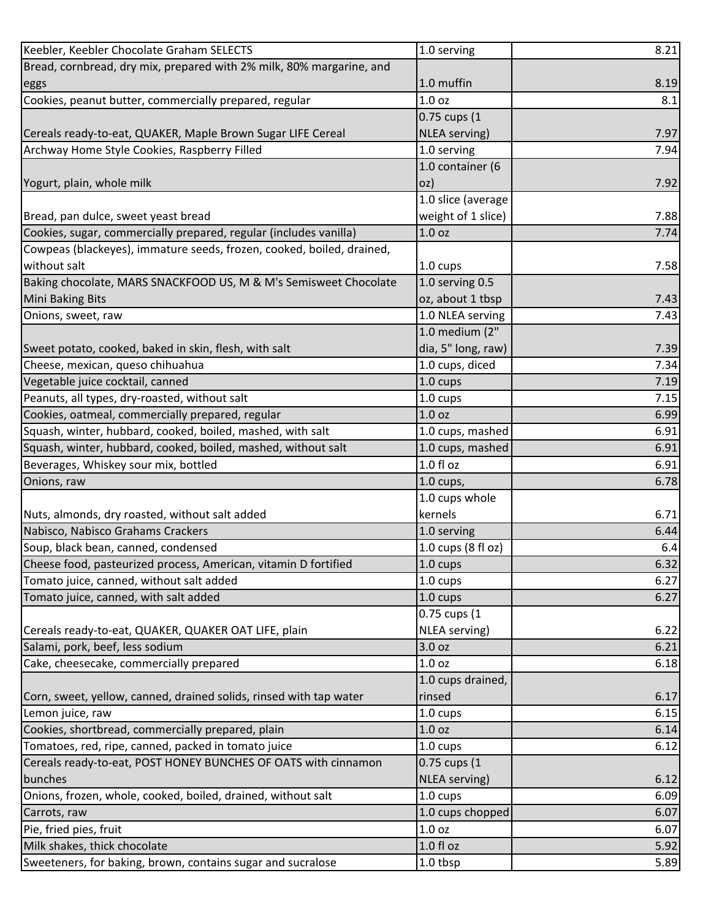| | | |
|---|---|---|
| Keebler, Keebler Chocolate Graham SELECTS | 1.0 serving | 8.21 |
| Bread, cornbread, dry mix, prepared with 2% milk, 80% margarine, and eggs | 1.0 muffin | 8.19 |
| Cookies, peanut butter, commercially prepared, regular | 1.0 oz | 8.1 |
| Cereals ready-to-eat, QUAKER, Maple Brown Sugar LIFE Cereal | 0.75 cups (1 NLEA serving) | 7.97 |
| Archway Home Style Cookies, Raspberry Filled | 1.0 serving | 7.94 |
| Yogurt, plain, whole milk | 1.0 container (6 oz) | 7.92 |
| Bread, pan dulce, sweet yeast bread | 1.0 slice (average weight of 1 slice) | 7.88 |
| Cookies, sugar, commercially prepared, regular (includes vanilla) | 1.0 oz | 7.74 |
| Cowpeas (blackeyes), immature seeds, frozen, cooked, boiled, drained, without salt | 1.0 cups | 7.58 |
| Baking chocolate, MARS SNACKFOOD US, M & M's Semisweet Chocolate Mini Baking Bits | 1.0 serving 0.5 oz, about 1 tbsp | 7.43 |
| Onions, sweet, raw | 1.0 NLEA serving | 7.43 |
| Sweet potato, cooked, baked in skin, flesh, with salt | 1.0 medium (2" dia, 5" long, raw) | 7.39 |
| Cheese, mexican, queso chihuahua | 1.0 cups, diced | 7.34 |
| Vegetable juice cocktail, canned | 1.0 cups | 7.19 |
| Peanuts, all types, dry-roasted, without salt | 1.0 cups | 7.15 |
| Cookies, oatmeal, commercially prepared, regular | 1.0 oz | 6.99 |
| Squash, winter, hubbard, cooked, boiled, mashed, with salt | 1.0 cups, mashed | 6.91 |
| Squash, winter, hubbard, cooked, boiled, mashed, without salt | 1.0 cups, mashed | 6.91 |
| Beverages, Whiskey sour mix, bottled | 1.0 fl oz | 6.91 |
| Onions, raw | 1.0 cups, | 6.78 |
| Nuts, almonds, dry roasted, without salt added | 1.0 cups whole kernels | 6.71 |
| Nabisco, Nabisco Grahams Crackers | 1.0 serving | 6.44 |
| Soup, black bean, canned, condensed | 1.0 cups (8 fl oz) | 6.4 |
| Cheese food, pasteurized process, American, vitamin D fortified | 1.0 cups | 6.32 |
| Tomato juice, canned, without salt added | 1.0 cups | 6.27 |
| Tomato juice, canned, with salt added | 1.0 cups | 6.27 |
| Cereals ready-to-eat, QUAKER, QUAKER OAT LIFE, plain | 0.75 cups (1 NLEA serving) | 6.22 |
| Salami, pork, beef, less sodium | 3.0 oz | 6.21 |
| Cake, cheesecake, commercially prepared | 1.0 oz | 6.18 |
| Corn, sweet, yellow, canned, drained solids, rinsed with tap water | 1.0 cups drained, rinsed | 6.17 |
| Lemon juice, raw | 1.0 cups | 6.15 |
| Cookies, shortbread, commercially prepared, plain | 1.0 oz | 6.14 |
| Tomatoes, red, ripe, canned, packed in tomato juice | 1.0 cups | 6.12 |
| Cereals ready-to-eat, POST HONEY BUNCHES OF OATS with cinnamon bunches | 0.75 cups (1 NLEA serving) | 6.12 |
| Onions, frozen, whole, cooked, boiled, drained, without salt | 1.0 cups | 6.09 |
| Carrots, raw | 1.0 cups chopped | 6.07 |
| Pie, fried pies, fruit | 1.0 oz | 6.07 |
| Milk shakes, thick chocolate | 1.0 fl oz | 5.92 |
| Sweeteners, for baking, brown, contains sugar and sucralose | 1.0 tbsp | 5.89 |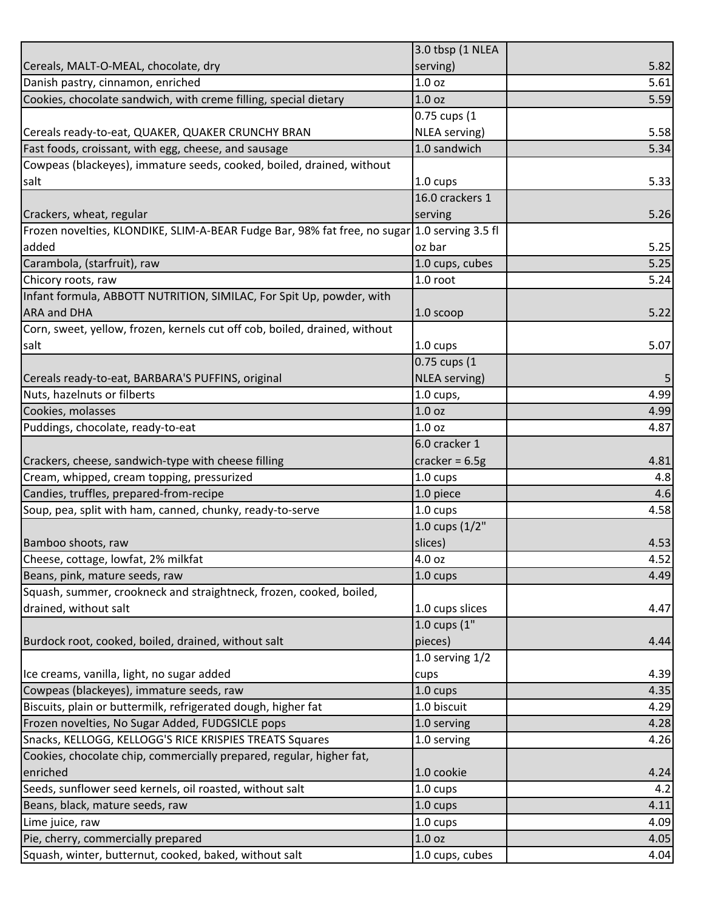| | | |
|---|---|---|
| Cereals, MALT-O-MEAL, chocolate, dry | 3.0 tbsp (1 NLEA serving) | 5.82 |
| Danish pastry, cinnamon, enriched | 1.0 oz | 5.61 |
| Cookies, chocolate sandwich, with creme filling, special dietary | 1.0 oz | 5.59 |
| Cereals ready-to-eat, QUAKER, QUAKER CRUNCHY BRAN | 0.75 cups (1 NLEA serving) | 5.58 |
| Fast foods, croissant, with egg, cheese, and sausage | 1.0 sandwich | 5.34 |
| Cowpeas (blackeyes), immature seeds, cooked, boiled, drained, without salt | 1.0 cups | 5.33 |
| Crackers, wheat, regular | 16.0 crackers 1 serving | 5.26 |
| Frozen novelties, KLONDIKE, SLIM-A-BEAR Fudge Bar, 98% fat free, no sugar added | 1.0 serving 3.5 fl oz bar | 5.25 |
| Carambola, (starfruit), raw | 1.0 cups, cubes | 5.25 |
| Chicory roots, raw | 1.0 root | 5.24 |
| Infant formula, ABBOTT NUTRITION, SIMILAC, For Spit Up, powder, with ARA and DHA | 1.0 scoop | 5.22 |
| Corn, sweet, yellow, frozen, kernels cut off cob, boiled, drained, without salt | 1.0 cups | 5.07 |
| Cereals ready-to-eat, BARBARA'S PUFFINS, original | 0.75 cups (1 NLEA serving) | 5 |
| Nuts, hazelnuts or filberts | 1.0 cups, | 4.99 |
| Cookies, molasses | 1.0 oz | 4.99 |
| Puddings, chocolate, ready-to-eat | 1.0 oz | 4.87 |
| Crackers, cheese, sandwich-type with cheese filling | 6.0 cracker 1 cracker = 6.5g | 4.81 |
| Cream, whipped, cream topping, pressurized | 1.0 cups | 4.8 |
| Candies, truffles, prepared-from-recipe | 1.0 piece | 4.6 |
| Soup, pea, split with ham, canned, chunky, ready-to-serve | 1.0 cups | 4.58 |
| Bamboo shoots, raw | 1.0 cups (1/2" slices) | 4.53 |
| Cheese, cottage, lowfat, 2% milkfat | 4.0 oz | 4.52 |
| Beans, pink, mature seeds, raw | 1.0 cups | 4.49 |
| Squash, summer, crookneck and straightneck, frozen, cooked, boiled, drained, without salt | 1.0 cups slices | 4.47 |
| Burdock root, cooked, boiled, drained, without salt | 1.0 cups (1" pieces) | 4.44 |
| Ice creams, vanilla, light, no sugar added | 1.0 serving 1/2 cups | 4.39 |
| Cowpeas (blackeyes), immature seeds, raw | 1.0 cups | 4.35 |
| Biscuits, plain or buttermilk, refrigerated dough, higher fat | 1.0 biscuit | 4.29 |
| Frozen novelties, No Sugar Added, FUDGSICLE pops | 1.0 serving | 4.28 |
| Snacks, KELLOGG, KELLOGG'S RICE KRISPIES TREATS Squares | 1.0 serving | 4.26 |
| Cookies, chocolate chip, commercially prepared, regular, higher fat, enriched | 1.0 cookie | 4.24 |
| Seeds, sunflower seed kernels, oil roasted, without salt | 1.0 cups | 4.2 |
| Beans, black, mature seeds, raw | 1.0 cups | 4.11 |
| Lime juice, raw | 1.0 cups | 4.09 |
| Pie, cherry, commercially prepared | 1.0 oz | 4.05 |
| Squash, winter, butternut, cooked, baked, without salt | 1.0 cups, cubes | 4.04 |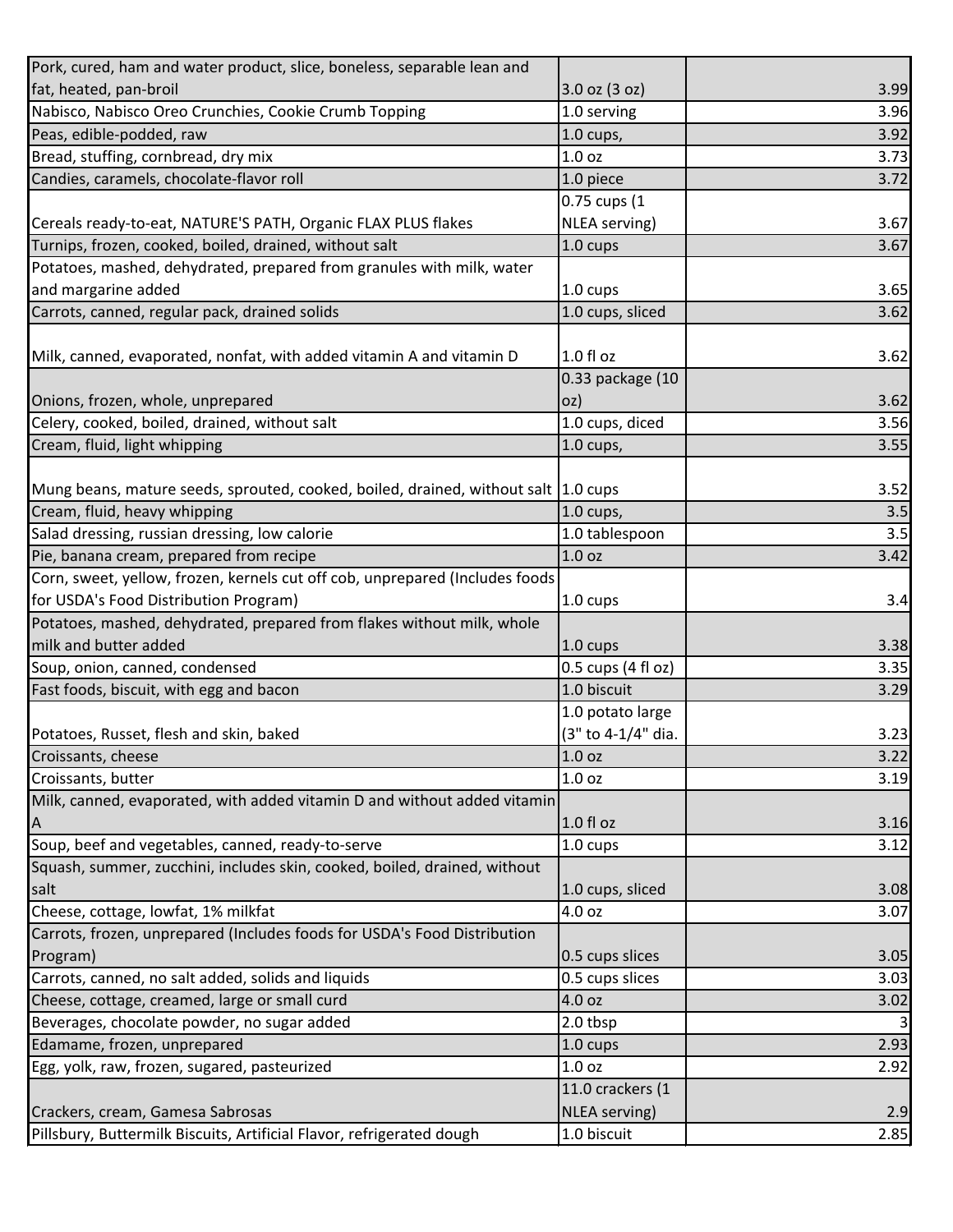| | | |
|---|---|---|
| Pork, cured, ham and water product, slice, boneless, separable lean and fat, heated, pan-broil | 3.0 oz (3 oz) | 3.99 |
| Nabisco, Nabisco Oreo Crunchies, Cookie Crumb Topping | 1.0 serving | 3.96 |
| Peas, edible-podded, raw | 1.0 cups, | 3.92 |
| Bread, stuffing, cornbread, dry mix | 1.0 oz | 3.73 |
| Candies, caramels, chocolate-flavor roll | 1.0 piece | 3.72 |
| Cereals ready-to-eat, NATURE'S PATH, Organic FLAX PLUS flakes | 0.75 cups (1 NLEA serving) | 3.67 |
| Turnips, frozen, cooked, boiled, drained, without salt | 1.0 cups | 3.67 |
| Potatoes, mashed, dehydrated, prepared from granules with milk, water and margarine added | 1.0 cups | 3.65 |
| Carrots, canned, regular pack, drained solids | 1.0 cups, sliced | 3.62 |
| Milk, canned, evaporated, nonfat, with added vitamin A and vitamin D | 1.0 fl oz | 3.62 |
| Onions, frozen, whole, unprepared | 0.33 package (10 oz) | 3.62 |
| Celery, cooked, boiled, drained, without salt | 1.0 cups, diced | 3.56 |
| Cream, fluid, light whipping | 1.0 cups, | 3.55 |
| Mung beans, mature seeds, sprouted, cooked, boiled, drained, without salt | 1.0 cups | 3.52 |
| Cream, fluid, heavy whipping | 1.0 cups, | 3.5 |
| Salad dressing, russian dressing, low calorie | 1.0 tablespoon | 3.5 |
| Pie, banana cream, prepared from recipe | 1.0 oz | 3.42 |
| Corn, sweet, yellow, frozen, kernels cut off cob, unprepared (Includes foods for USDA's Food Distribution Program) | 1.0 cups | 3.4 |
| Potatoes, mashed, dehydrated, prepared from flakes without milk, whole milk and butter added | 1.0 cups | 3.38 |
| Soup, onion, canned, condensed | 0.5 cups (4 fl oz) | 3.35 |
| Fast foods, biscuit, with egg and bacon | 1.0 biscuit | 3.29 |
| Potatoes, Russet, flesh and skin, baked | 1.0 potato large (3" to 4-1/4" dia. | 3.23 |
| Croissants, cheese | 1.0 oz | 3.22 |
| Croissants, butter | 1.0 oz | 3.19 |
| Milk, canned, evaporated, with added vitamin D and without added vitamin A | 1.0 fl oz | 3.16 |
| Soup, beef and vegetables, canned, ready-to-serve | 1.0 cups | 3.12 |
| Squash, summer, zucchini, includes skin, cooked, boiled, drained, without salt | 1.0 cups, sliced | 3.08 |
| Cheese, cottage, lowfat, 1% milkfat | 4.0 oz | 3.07 |
| Carrots, frozen, unprepared (Includes foods for USDA's Food Distribution Program) | 0.5 cups slices | 3.05 |
| Carrots, canned, no salt added, solids and liquids | 0.5 cups slices | 3.03 |
| Cheese, cottage, creamed, large or small curd | 4.0 oz | 3.02 |
| Beverages, chocolate powder, no sugar added | 2.0 tbsp | 3 |
| Edamame, frozen, unprepared | 1.0 cups | 2.93 |
| Egg, yolk, raw, frozen, sugared, pasteurized | 1.0 oz | 2.92 |
| Crackers, cream, Gamesa Sabrosas | 11.0 crackers (1 NLEA serving) | 2.9 |
| Pillsbury, Buttermilk Biscuits, Artificial Flavor, refrigerated dough | 1.0 biscuit | 2.85 |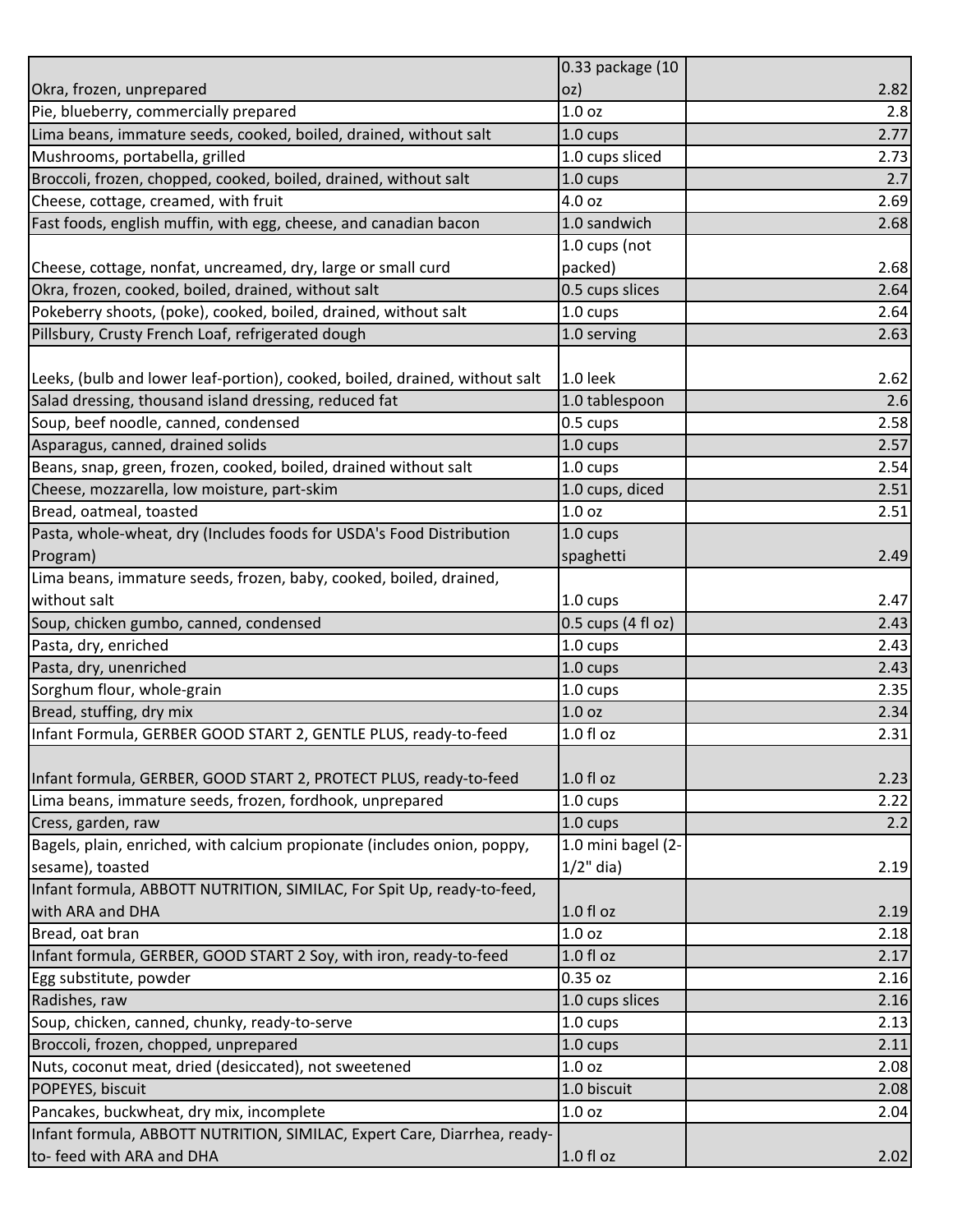| | | |
|---|---|---|
| Okra, frozen, unprepared | 0.33 package (10 oz) | 2.82 |
| Pie, blueberry, commercially prepared | 1.0 oz | 2.8 |
| Lima beans, immature seeds, cooked, boiled, drained, without salt | 1.0 cups | 2.77 |
| Mushrooms, portabella, grilled | 1.0 cups sliced | 2.73 |
| Broccoli, frozen, chopped, cooked, boiled, drained, without salt | 1.0 cups | 2.7 |
| Cheese, cottage, creamed, with fruit | 4.0 oz | 2.69 |
| Fast foods, english muffin, with egg, cheese, and canadian bacon | 1.0 sandwich | 2.68 |
| Cheese, cottage, nonfat, uncreamed, dry, large or small curd | 1.0 cups (not packed) | 2.68 |
| Okra, frozen, cooked, boiled, drained, without salt | 0.5 cups slices | 2.64 |
| Pokeberry shoots, (poke), cooked, boiled, drained, without salt | 1.0 cups | 2.64 |
| Pillsbury, Crusty French Loaf, refrigerated dough | 1.0 serving | 2.63 |
| Leeks, (bulb and lower leaf-portion), cooked, boiled, drained, without salt | 1.0 leek | 2.62 |
| Salad dressing, thousand island dressing, reduced fat | 1.0 tablespoon | 2.6 |
| Soup, beef noodle, canned, condensed | 0.5 cups | 2.58 |
| Asparagus, canned, drained solids | 1.0 cups | 2.57 |
| Beans, snap, green, frozen, cooked, boiled, drained without salt | 1.0 cups | 2.54 |
| Cheese, mozzarella, low moisture, part-skim | 1.0 cups, diced | 2.51 |
| Bread, oatmeal, toasted | 1.0 oz | 2.51 |
| Pasta, whole-wheat, dry (Includes foods for USDA's Food Distribution Program) | 1.0 cups spaghetti | 2.49 |
| Lima beans, immature seeds, frozen, baby, cooked, boiled, drained, without salt | 1.0 cups | 2.47 |
| Soup, chicken gumbo, canned, condensed | 0.5 cups (4 fl oz) | 2.43 |
| Pasta, dry, enriched | 1.0 cups | 2.43 |
| Pasta, dry, unenriched | 1.0 cups | 2.43 |
| Sorghum flour, whole-grain | 1.0 cups | 2.35 |
| Bread, stuffing, dry mix | 1.0 oz | 2.34 |
| Infant Formula, GERBER GOOD START 2, GENTLE PLUS, ready-to-feed | 1.0 fl oz | 2.31 |
| Infant formula, GERBER, GOOD START 2, PROTECT PLUS, ready-to-feed | 1.0 fl oz | 2.23 |
| Lima beans, immature seeds, frozen, fordhook, unprepared | 1.0 cups | 2.22 |
| Cress, garden, raw | 1.0 cups | 2.2 |
| Bagels, plain, enriched, with calcium propionate (includes onion, poppy, sesame), toasted | 1.0 mini bagel (2-1/2" dia) | 2.19 |
| Infant formula, ABBOTT NUTRITION, SIMILAC, For Spit Up, ready-to-feed, with ARA and DHA | 1.0 fl oz | 2.19 |
| Bread, oat bran | 1.0 oz | 2.18 |
| Infant formula, GERBER, GOOD START 2 Soy, with iron, ready-to-feed | 1.0 fl oz | 2.17 |
| Egg substitute, powder | 0.35 oz | 2.16 |
| Radishes, raw | 1.0 cups slices | 2.16 |
| Soup, chicken, canned, chunky, ready-to-serve | 1.0 cups | 2.13 |
| Broccoli, frozen, chopped, unprepared | 1.0 cups | 2.11 |
| Nuts, coconut meat, dried (desiccated), not sweetened | 1.0 oz | 2.08 |
| POPEYES, biscuit | 1.0 biscuit | 2.08 |
| Pancakes, buckwheat, dry mix, incomplete | 1.0 oz | 2.04 |
| Infant formula, ABBOTT NUTRITION, SIMILAC, Expert Care, Diarrhea, ready-to- feed with ARA and DHA | 1.0 fl oz | 2.02 |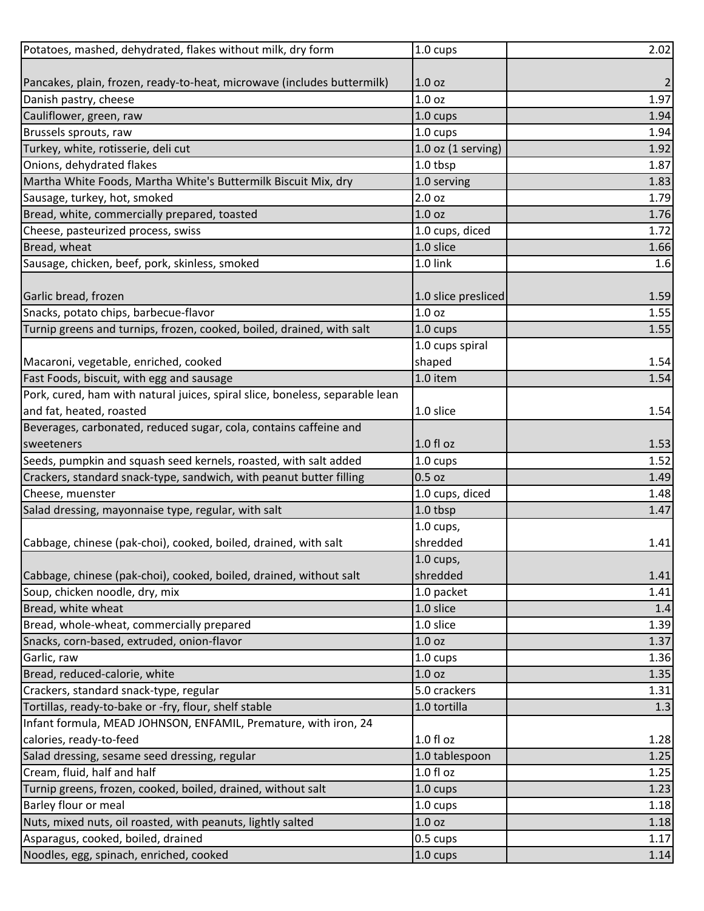| | | |
|---|---|---|
| Potatoes, mashed, dehydrated, flakes without milk, dry form | 1.0 cups | 2.02 |
| Pancakes, plain, frozen, ready-to-heat, microwave (includes buttermilk) | 1.0 oz | 2 |
| Danish pastry, cheese | 1.0 oz | 1.97 |
| Cauliflower, green, raw | 1.0 cups | 1.94 |
| Brussels sprouts, raw | 1.0 cups | 1.94 |
| Turkey, white, rotisserie, deli cut | 1.0 oz (1 serving) | 1.92 |
| Onions, dehydrated flakes | 1.0 tbsp | 1.87 |
| Martha White Foods, Martha White's Buttermilk Biscuit Mix, dry | 1.0 serving | 1.83 |
| Sausage, turkey, hot, smoked | 2.0 oz | 1.79 |
| Bread, white, commercially prepared, toasted | 1.0 oz | 1.76 |
| Cheese, pasteurized process, swiss | 1.0 cups, diced | 1.72 |
| Bread, wheat | 1.0 slice | 1.66 |
| Sausage, chicken, beef, pork, skinless, smoked | 1.0 link | 1.6 |
| Garlic bread, frozen | 1.0 slice presliced | 1.59 |
| Snacks, potato chips, barbecue-flavor | 1.0 oz | 1.55 |
| Turnip greens and turnips, frozen, cooked, boiled, drained, with salt | 1.0 cups | 1.55 |
| Macaroni, vegetable, enriched, cooked | 1.0 cups spiral shaped | 1.54 |
| Fast Foods, biscuit, with egg and sausage | 1.0 item | 1.54 |
| Pork, cured, ham with natural juices, spiral slice, boneless, separable lean and fat, heated, roasted | 1.0 slice | 1.54 |
| Beverages, carbonated, reduced sugar, cola, contains caffeine and sweeteners | 1.0 fl oz | 1.53 |
| Seeds, pumpkin and squash seed kernels, roasted, with salt added | 1.0 cups | 1.52 |
| Crackers, standard snack-type, sandwich, with peanut butter filling | 0.5 oz | 1.49 |
| Cheese, muenster | 1.0 cups, diced | 1.48 |
| Salad dressing, mayonnaise type, regular, with salt | 1.0 tbsp | 1.47 |
| Cabbage, chinese (pak-choi), cooked, boiled, drained, with salt | 1.0 cups, shredded | 1.41 |
| Cabbage, chinese (pak-choi), cooked, boiled, drained, without salt | 1.0 cups, shredded | 1.41 |
| Soup, chicken noodle, dry, mix | 1.0 packet | 1.41 |
| Bread, white wheat | 1.0 slice | 1.4 |
| Bread, whole-wheat, commercially prepared | 1.0 slice | 1.39 |
| Snacks, corn-based, extruded, onion-flavor | 1.0 oz | 1.37 |
| Garlic, raw | 1.0 cups | 1.36 |
| Bread, reduced-calorie, white | 1.0 oz | 1.35 |
| Crackers, standard snack-type, regular | 5.0 crackers | 1.31 |
| Tortillas, ready-to-bake or -fry, flour, shelf stable | 1.0 tortilla | 1.3 |
| Infant formula, MEAD JOHNSON, ENFAMIL, Premature, with iron, 24 calories, ready-to-feed | 1.0 fl oz | 1.28 |
| Salad dressing, sesame seed dressing, regular | 1.0 tablespoon | 1.25 |
| Cream, fluid, half and half | 1.0 fl oz | 1.25 |
| Turnip greens, frozen, cooked, boiled, drained, without salt | 1.0 cups | 1.23 |
| Barley flour or meal | 1.0 cups | 1.18 |
| Nuts, mixed nuts, oil roasted, with peanuts, lightly salted | 1.0 oz | 1.18 |
| Asparagus, cooked, boiled, drained | 0.5 cups | 1.17 |
| Noodles, egg, spinach, enriched, cooked | 1.0 cups | 1.14 |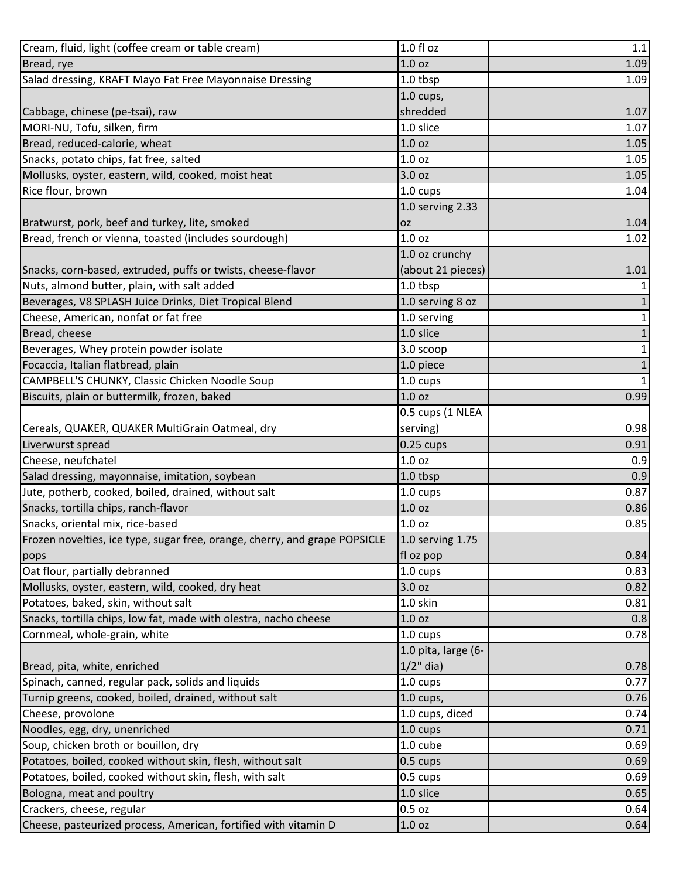| | | |
|---|---|---|
| Cream, fluid, light (coffee cream or table cream) | 1.0 fl oz | 1.1 |
| Bread, rye | 1.0 oz | 1.09 |
| Salad dressing, KRAFT Mayo Fat Free Mayonnaise Dressing | 1.0 tbsp | 1.09 |
| Cabbage, chinese (pe-tsai), raw | 1.0 cups, shredded | 1.07 |
| MORI-NU, Tofu, silken, firm | 1.0 slice | 1.07 |
| Bread, reduced-calorie, wheat | 1.0 oz | 1.05 |
| Snacks, potato chips, fat free, salted | 1.0 oz | 1.05 |
| Mollusks, oyster, eastern, wild, cooked, moist heat | 3.0 oz | 1.05 |
| Rice flour, brown | 1.0 cups | 1.04 |
| Bratwurst, pork, beef and turkey, lite, smoked | 1.0 serving 2.33 oz | 1.04 |
| Bread, french or vienna, toasted (includes sourdough) | 1.0 oz | 1.02 |
| Snacks, corn-based, extruded, puffs or twists, cheese-flavor | 1.0 oz crunchy (about 21 pieces) | 1.01 |
| Nuts, almond butter, plain, with salt added | 1.0 tbsp | 1 |
| Beverages, V8 SPLASH Juice Drinks, Diet Tropical Blend | 1.0 serving 8 oz | 1 |
| Cheese, American, nonfat or fat free | 1.0 serving | 1 |
| Bread, cheese | 1.0 slice | 1 |
| Beverages, Whey protein powder isolate | 3.0 scoop | 1 |
| Focaccia, Italian flatbread, plain | 1.0 piece | 1 |
| CAMPBELL'S CHUNKY, Classic Chicken Noodle Soup | 1.0 cups | 1 |
| Biscuits, plain or buttermilk, frozen, baked | 1.0 oz | 0.99 |
| Cereals, QUAKER, QUAKER MultiGrain Oatmeal, dry | 0.5 cups (1 NLEA serving) | 0.98 |
| Liverwurst spread | 0.25 cups | 0.91 |
| Cheese, neufchatel | 1.0 oz | 0.9 |
| Salad dressing, mayonnaise, imitation, soybean | 1.0 tbsp | 0.9 |
| Jute, potherb, cooked, boiled, drained, without salt | 1.0 cups | 0.87 |
| Snacks, tortilla chips, ranch-flavor | 1.0 oz | 0.86 |
| Snacks, oriental mix, rice-based | 1.0 oz | 0.85 |
| Frozen novelties, ice type, sugar free, orange, cherry, and grape POPSICLE pops | 1.0 serving 1.75 fl oz pop | 0.84 |
| Oat flour, partially debranned | 1.0 cups | 0.83 |
| Mollusks, oyster, eastern, wild, cooked, dry heat | 3.0 oz | 0.82 |
| Potatoes, baked, skin, without salt | 1.0 skin | 0.81 |
| Snacks, tortilla chips, low fat, made with olestra, nacho cheese | 1.0 oz | 0.8 |
| Cornmeal, whole-grain, white | 1.0 cups | 0.78 |
| Bread, pita, white, enriched | 1.0 pita, large (6-1/2" dia) | 0.78 |
| Spinach, canned, regular pack, solids and liquids | 1.0 cups | 0.77 |
| Turnip greens, cooked, boiled, drained, without salt | 1.0 cups, | 0.76 |
| Cheese, provolone | 1.0 cups, diced | 0.74 |
| Noodles, egg, dry, unenriched | 1.0 cups | 0.71 |
| Soup, chicken broth or bouillon, dry | 1.0 cube | 0.69 |
| Potatoes, boiled, cooked without skin, flesh, without salt | 0.5 cups | 0.69 |
| Potatoes, boiled, cooked without skin, flesh, with salt | 0.5 cups | 0.69 |
| Bologna, meat and poultry | 1.0 slice | 0.65 |
| Crackers, cheese, regular | 0.5 oz | 0.64 |
| Cheese, pasteurized process, American, fortified with vitamin D | 1.0 oz | 0.64 |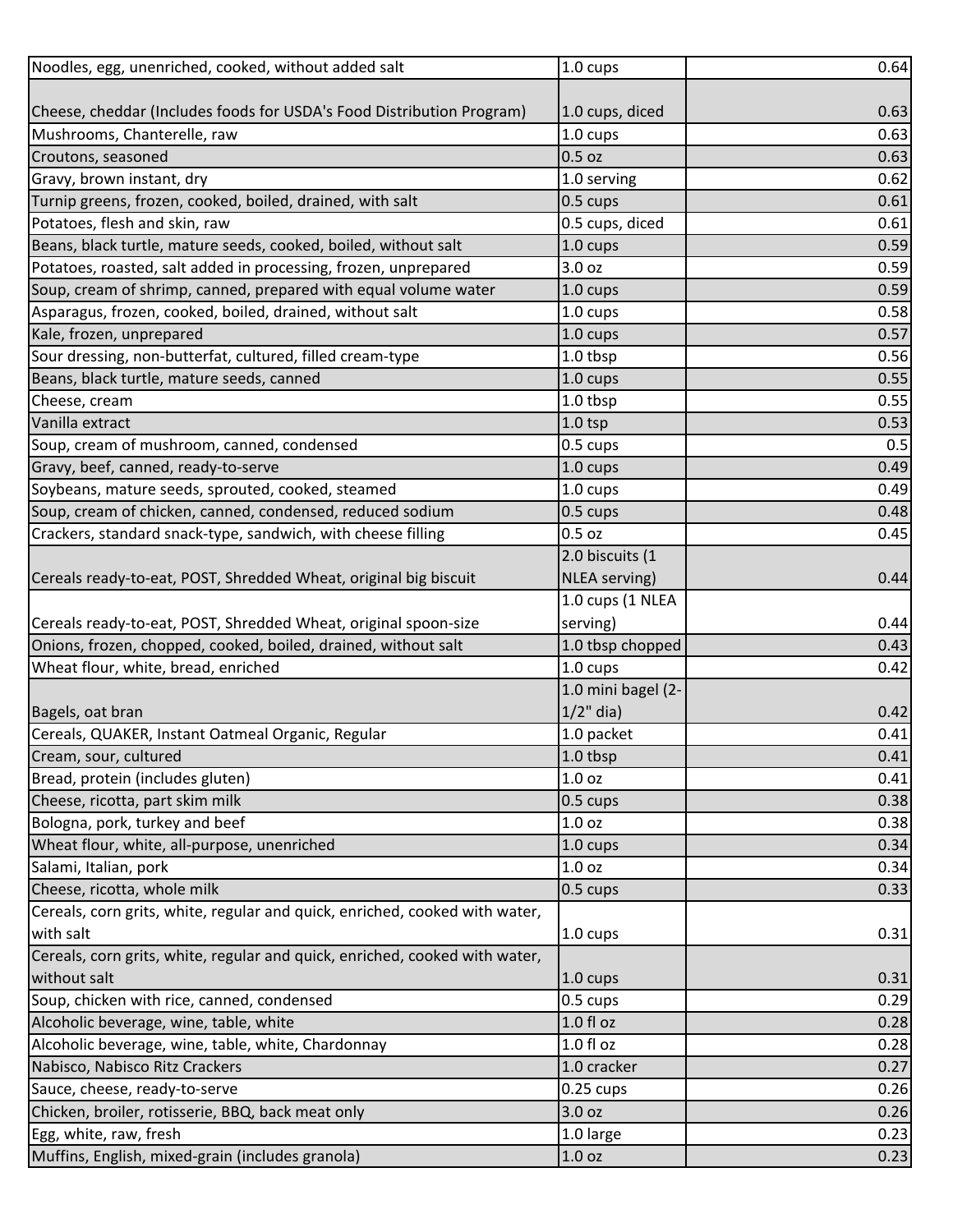| | | |
|---|---|---|
| Noodles, egg, unenriched, cooked, without added salt | 1.0 cups | 0.64 |
| Cheese, cheddar (Includes foods for USDA's Food Distribution Program) | 1.0 cups, diced | 0.63 |
| Mushrooms, Chanterelle, raw | 1.0 cups | 0.63 |
| Croutons, seasoned | 0.5 oz | 0.63 |
| Gravy, brown instant, dry | 1.0 serving | 0.62 |
| Turnip greens, frozen, cooked, boiled, drained, with salt | 0.5 cups | 0.61 |
| Potatoes, flesh and skin, raw | 0.5 cups, diced | 0.61 |
| Beans, black turtle, mature seeds, cooked, boiled, without salt | 1.0 cups | 0.59 |
| Potatoes, roasted, salt added in processing, frozen, unprepared | 3.0 oz | 0.59 |
| Soup, cream of shrimp, canned, prepared with equal volume water | 1.0 cups | 0.59 |
| Asparagus, frozen, cooked, boiled, drained, without salt | 1.0 cups | 0.58 |
| Kale, frozen, unprepared | 1.0 cups | 0.57 |
| Sour dressing, non-butterfat, cultured, filled cream-type | 1.0 tbsp | 0.56 |
| Beans, black turtle, mature seeds, canned | 1.0 cups | 0.55 |
| Cheese, cream | 1.0 tbsp | 0.55 |
| Vanilla extract | 1.0 tsp | 0.53 |
| Soup, cream of mushroom, canned, condensed | 0.5 cups | 0.5 |
| Gravy, beef, canned, ready-to-serve | 1.0 cups | 0.49 |
| Soybeans, mature seeds, sprouted, cooked, steamed | 1.0 cups | 0.49 |
| Soup, cream of chicken, canned, condensed, reduced sodium | 0.5 cups | 0.48 |
| Crackers, standard snack-type, sandwich, with cheese filling | 0.5 oz | 0.45 |
| Cereals ready-to-eat, POST, Shredded Wheat, original big biscuit | 2.0 biscuits (1 NLEA serving) | 0.44 |
| Cereals ready-to-eat, POST, Shredded Wheat, original spoon-size | 1.0 cups (1 NLEA serving) | 0.44 |
| Onions, frozen, chopped, cooked, boiled, drained, without salt | 1.0 tbsp chopped | 0.43 |
| Wheat flour, white, bread, enriched | 1.0 cups | 0.42 |
| Bagels, oat bran | 1.0 mini bagel (2-1/2" dia) | 0.42 |
| Cereals, QUAKER, Instant Oatmeal Organic, Regular | 1.0 packet | 0.41 |
| Cream, sour, cultured | 1.0 tbsp | 0.41 |
| Bread, protein (includes gluten) | 1.0 oz | 0.41 |
| Cheese, ricotta, part skim milk | 0.5 cups | 0.38 |
| Bologna, pork, turkey and beef | 1.0 oz | 0.38 |
| Wheat flour, white, all-purpose, unenriched | 1.0 cups | 0.34 |
| Salami, Italian, pork | 1.0 oz | 0.34 |
| Cheese, ricotta, whole milk | 0.5 cups | 0.33 |
| Cereals, corn grits, white, regular and quick, enriched, cooked with water, with salt | 1.0 cups | 0.31 |
| Cereals, corn grits, white, regular and quick, enriched, cooked with water, without salt | 1.0 cups | 0.31 |
| Soup, chicken with rice, canned, condensed | 0.5 cups | 0.29 |
| Alcoholic beverage, wine, table, white | 1.0 fl oz | 0.28 |
| Alcoholic beverage, wine, table, white, Chardonnay | 1.0 fl oz | 0.28 |
| Nabisco, Nabisco Ritz Crackers | 1.0 cracker | 0.27 |
| Sauce, cheese, ready-to-serve | 0.25 cups | 0.26 |
| Chicken, broiler, rotisserie, BBQ, back meat only | 3.0 oz | 0.26 |
| Egg, white, raw, fresh | 1.0 large | 0.23 |
| Muffins, English, mixed-grain (includes granola) | 1.0 oz | 0.23 |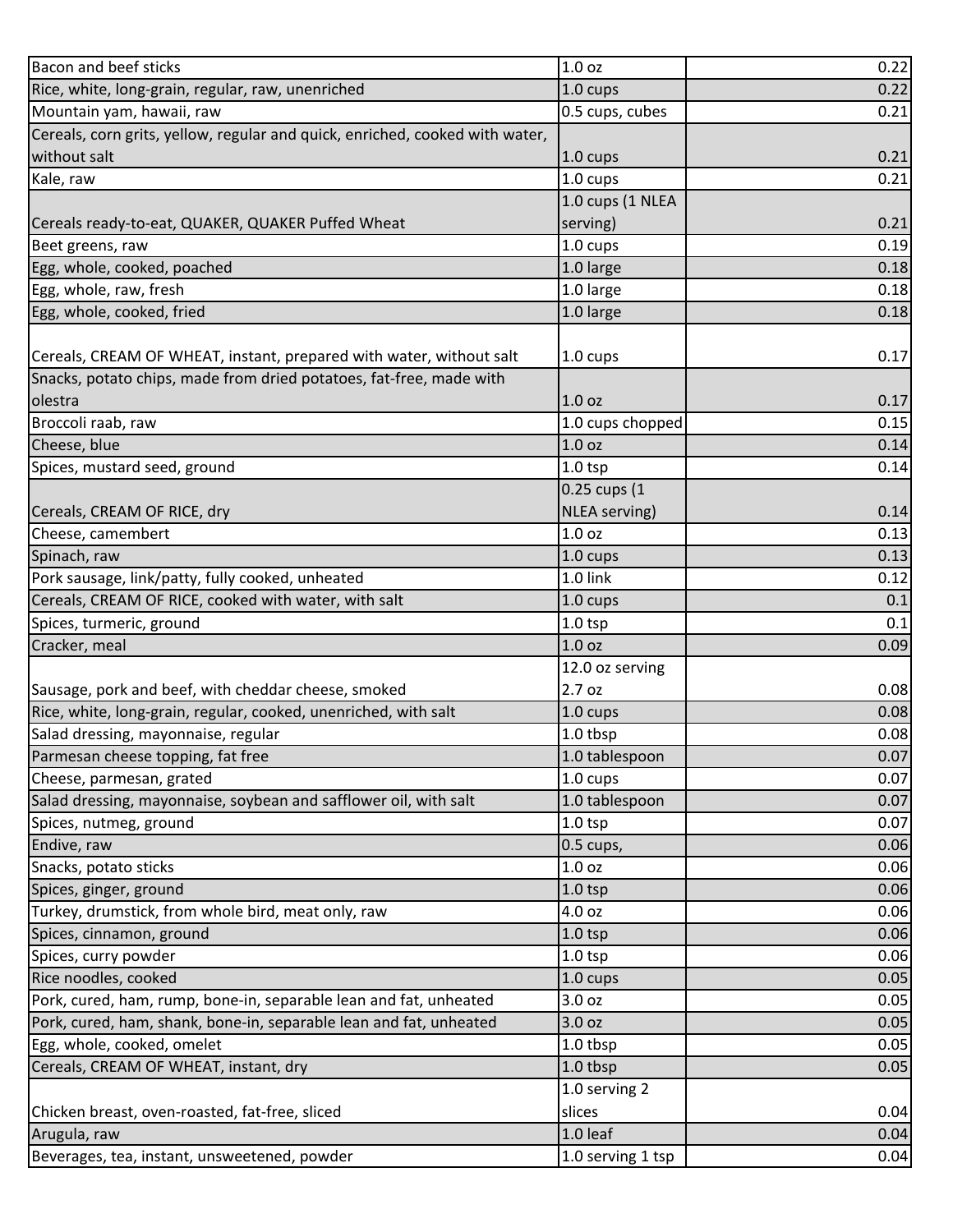| | | |
|---|---|---|
| Bacon and beef sticks | 1.0 oz | 0.22 |
| Rice, white, long-grain, regular, raw, unenriched | 1.0 cups | 0.22 |
| Mountain yam, hawaii, raw | 0.5 cups, cubes | 0.21 |
| Cereals, corn grits, yellow, regular and quick, enriched, cooked with water, without salt | 1.0 cups | 0.21 |
| Kale, raw | 1.0 cups | 0.21 |
| Cereals ready-to-eat, QUAKER, QUAKER Puffed Wheat | 1.0 cups (1 NLEA serving) | 0.21 |
| Beet greens, raw | 1.0 cups | 0.19 |
| Egg, whole, cooked, poached | 1.0 large | 0.18 |
| Egg, whole, raw, fresh | 1.0 large | 0.18 |
| Egg, whole, cooked, fried | 1.0 large | 0.18 |
| Cereals, CREAM OF WHEAT, instant, prepared with water, without salt | 1.0 cups | 0.17 |
| Snacks, potato chips, made from dried potatoes, fat-free, made with olestra | 1.0 oz | 0.17 |
| Broccoli raab, raw | 1.0 cups chopped | 0.15 |
| Cheese, blue | 1.0 oz | 0.14 |
| Spices, mustard seed, ground | 1.0 tsp | 0.14 |
| Cereals, CREAM OF RICE, dry | 0.25 cups (1 NLEA serving) | 0.14 |
| Cheese, camembert | 1.0 oz | 0.13 |
| Spinach, raw | 1.0 cups | 0.13 |
| Pork sausage, link/patty, fully cooked, unheated | 1.0 link | 0.12 |
| Cereals, CREAM OF RICE, cooked with water, with salt | 1.0 cups | 0.1 |
| Spices, turmeric, ground | 1.0 tsp | 0.1 |
| Cracker, meal | 1.0 oz | 0.09 |
| Sausage, pork and beef, with cheddar cheese, smoked | 12.0 oz serving 2.7 oz | 0.08 |
| Rice, white, long-grain, regular, cooked, unenriched, with salt | 1.0 cups | 0.08 |
| Salad dressing, mayonnaise, regular | 1.0 tbsp | 0.08 |
| Parmesan cheese topping, fat free | 1.0 tablespoon | 0.07 |
| Cheese, parmesan, grated | 1.0 cups | 0.07 |
| Salad dressing, mayonnaise, soybean and safflower oil, with salt | 1.0 tablespoon | 0.07 |
| Spices, nutmeg, ground | 1.0 tsp | 0.07 |
| Endive, raw | 0.5 cups, | 0.06 |
| Snacks, potato sticks | 1.0 oz | 0.06 |
| Spices, ginger, ground | 1.0 tsp | 0.06 |
| Turkey, drumstick, from whole bird, meat only, raw | 4.0 oz | 0.06 |
| Spices, cinnamon, ground | 1.0 tsp | 0.06 |
| Spices, curry powder | 1.0 tsp | 0.06 |
| Rice noodles, cooked | 1.0 cups | 0.05 |
| Pork, cured, ham, rump, bone-in, separable lean and fat, unheated | 3.0 oz | 0.05 |
| Pork, cured, ham, shank, bone-in, separable lean and fat, unheated | 3.0 oz | 0.05 |
| Egg, whole, cooked, omelet | 1.0 tbsp | 0.05 |
| Cereals, CREAM OF WHEAT, instant, dry | 1.0 tbsp | 0.05 |
| Chicken breast, oven-roasted, fat-free, sliced | 1.0 serving 2 slices | 0.04 |
| Arugula, raw | 1.0 leaf | 0.04 |
| Beverages, tea, instant, unsweetened, powder | 1.0 serving 1 tsp | 0.04 |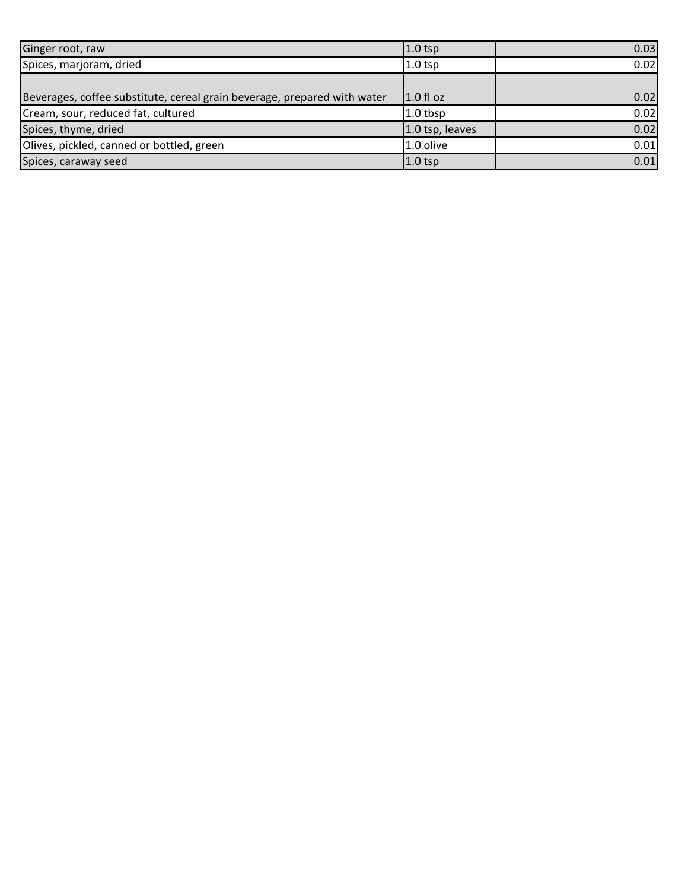| | | |
|---|---|---|
| Ginger root, raw | 1.0 tsp | 0.03 |
| Spices, marjoram, dried | 1.0 tsp | 0.02 |
| Beverages, coffee substitute, cereal grain beverage, prepared with water | 1.0 fl oz | 0.02 |
| Cream, sour, reduced fat, cultured | 1.0 tbsp | 0.02 |
| Spices, thyme, dried | 1.0 tsp, leaves | 0.02 |
| Olives, pickled, canned or bottled, green | 1.0 olive | 0.01 |
| Spices, caraway seed | 1.0 tsp | 0.01 |